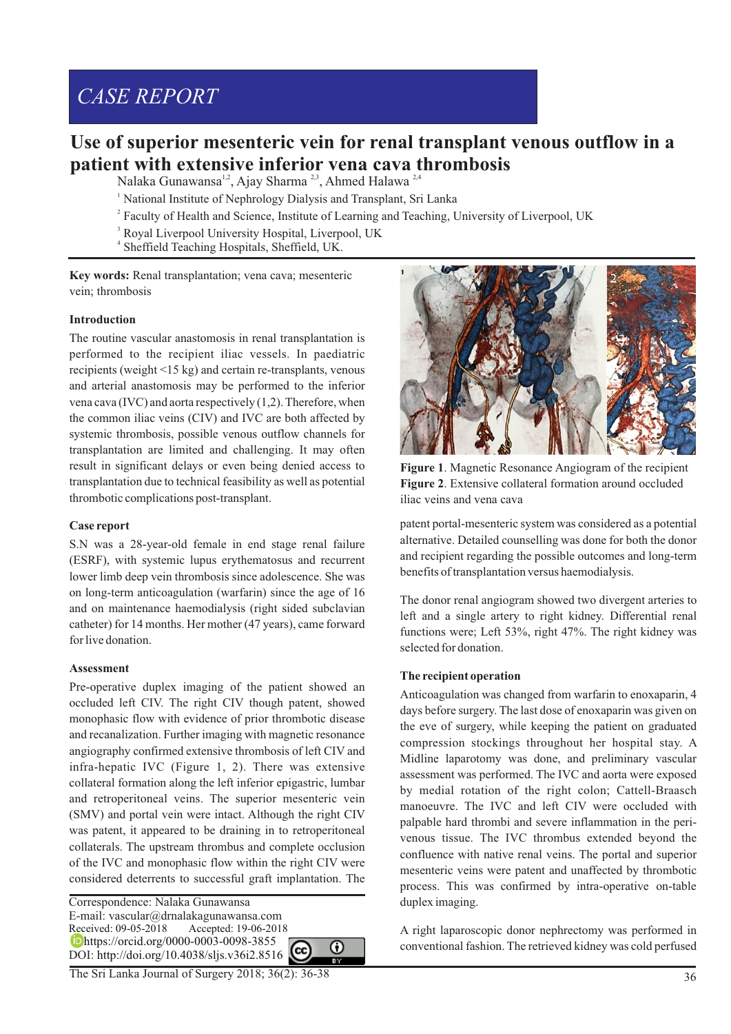# CASE REPORT

# Use of superior mesenteric vein for renal transplant venous outflow in a patient with extensive inferior vena cava thrombosis

Nalaka Gunawansa[1,2], Ajay Sharma [2,3], Ahmed Halawa [2,4]

[1] National Institute of Nephrology Dialysis and Transplant, Sri Lanka

[2] Faculty of Health and Science, Institute of Learning and Teaching, University of Liverpool, UK

[3] Royal Liverpool University Hospital, Liverpool, UK

[4] Sheffield Teaching Hospitals, Sheffield, UK.

**Key words:** Renal transplantation; vena cava; mesenteric vein; thrombosis

## Introduction

The routine vascular anastomosis in renal transplantation is performed to the recipient iliac vessels. In paediatric recipients (weight <15 kg) and certain re-transplants, venous and arterial anastomosis may be performed to the inferior vena cava (IVC) and aorta respectively (1,2). Therefore, when the common iliac veins (CIV) and IVC are both affected by systemic thrombosis, possible venous outflow channels for transplantation are limited and challenging. It may often result in significant delays or even being denied access to transplantation due to technical feasibility as well as potential thrombotic complications post-transplant.

## Case report

S.N was a 28-year-old female in end stage renal failure (ESRF), with systemic lupus erythematosus and recurrent lower limb deep vein thrombosis since adolescence. She was on long-term anticoagulation (warfarin) since the age of 16 and on maintenance haemodialysis (right sided subclavian catheter) for 14 months. Her mother (47 years), came forward for live donation.

## Assessment

Pre-operative duplex imaging of the patient showed an occluded left CIV. The right CIV though patent, showed monophasic flow with evidence of prior thrombotic disease and recanalization. Further imaging with magnetic resonance angiography confirmed extensive thrombosis of left CIV and infra-hepatic IVC (Figure 1, 2). There was extensive collateral formation along the left inferior epigastric, lumbar and retroperitoneal veins. The superior mesenteric vein (SMV) and portal vein were intact. Although the right CIV was patent, it appeared to be draining in to retroperitoneal collaterals. The upstream thrombus and complete occlusion of the IVC and monophasic flow within the right CIV were considered deterrents to successful graft implantation. The patent portal-mesenteric system was considered as a potential alternative. Detailed counselling was done for both the donor and recipient regarding the possible outcomes and long-term benefits of transplantation versus haemodialysis.

**Figure 1**. Magnetic Resonance Angiogram of the recipient

**Figure 2**. Extensive collateral formation around occluded iliac veins and vena cava

The donor renal angiogram showed two divergent arteries to left and a single artery to right kidney. Differential renal functions were; Left 53%, right 47%. The right kidney was selected for donation.

## The recipient operation

Anticoagulation was changed from warfarin to enoxaparin, 4 days before surgery. The last dose of enoxaparin was given on the eve of surgery, while keeping the patient on graduated compression stockings throughout her hospital stay. A Midline laparotomy was done, and preliminary vascular assessment was performed. The IVC and aorta were exposed by medial rotation of the right colon; Cattell-Braasch manoeuvre. The IVC and left CIV were occluded with palpable hard thrombi and severe inflammation in the peri-venous tissue. The IVC thrombus extended beyond the confluence with native renal veins. The portal and superior mesenteric veins were patent and unaffected by thrombotic process. This was confirmed by intra-operative on-table duplex imaging.

A right laparoscopic donor nephrectomy was performed in conventional fashion. The retrieved kidney was cold perfused

Correspondence: Nalaka Gunawansa
E-mail: vascular@drnalakagunawansa.com
Received: 09-05-2018 Accepted: 19-06-2018
https://orcid.org/0000-0003-0098-3855
DOI: http://doi.org/10.4038/sljs.v36i2.8516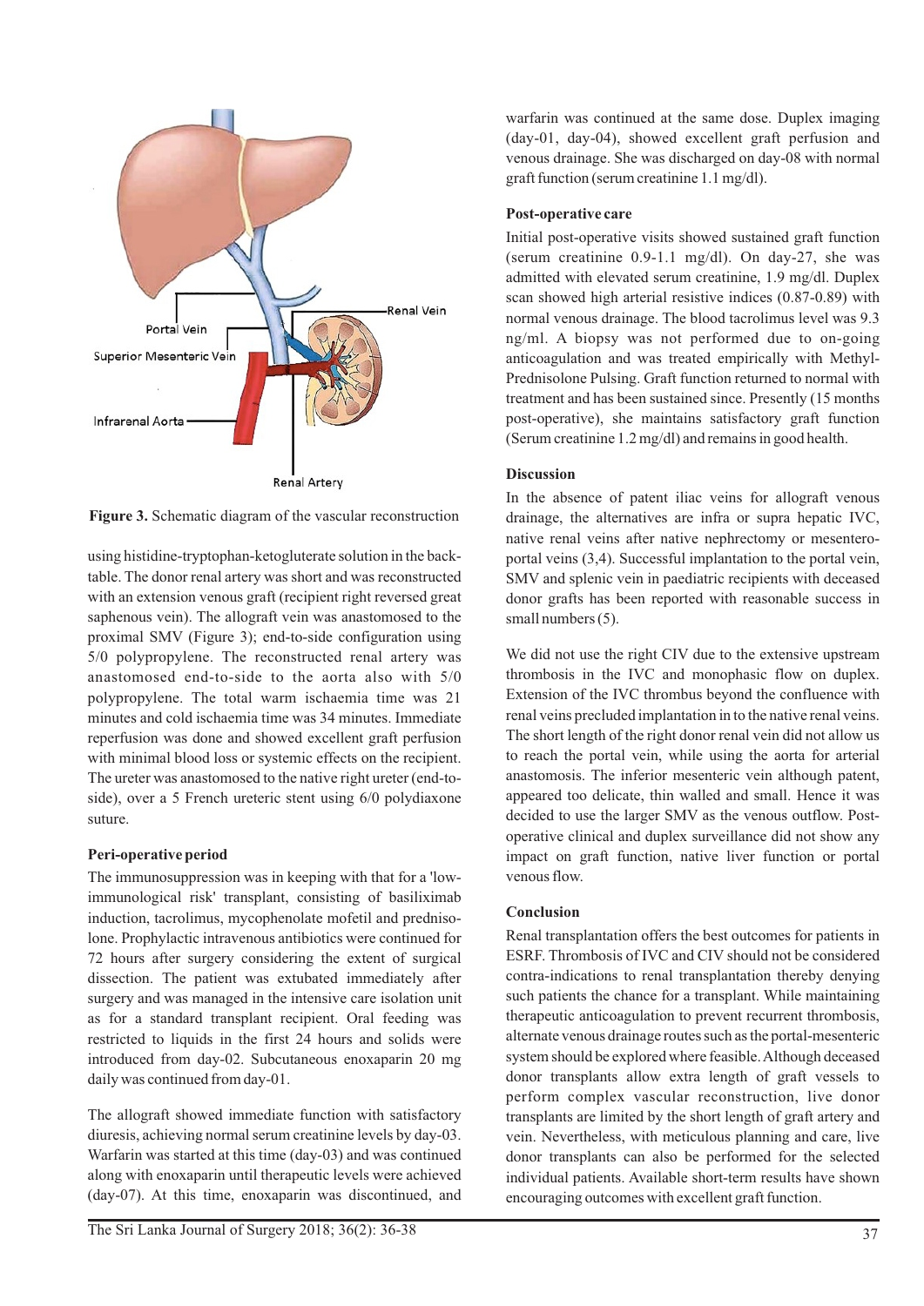Figure 3. Schematic diagram of the vascular reconstruction

using histidine-tryptophan-ketogluterate solution in the back-table. The donor renal artery was short and was reconstructed with an extension venous graft (recipient right reversed great saphenous vein). The allograft vein was anastomosed to the proximal SMV (Figure 3); end-to-side configuration using 5/0 polypropylene. The reconstructed renal artery was anastomosed end-to-side to the aorta also with 5/0 polypropylene. The total warm ischaemia time was 21 minutes and cold ischaemia time was 34 minutes. Immediate reperfusion was done and showed excellent graft perfusion with minimal blood loss or systemic effects on the recipient. The ureter was anastomosed to the native right ureter (end-to-side), over a 5 French ureteric stent using 6/0 polydiaxone suture.

### Peri-operative period

The immunosuppression was in keeping with that for a 'low-immunological risk' transplant, consisting of basiliximab induction, tacrolimus, mycophenolate mofetil and prednisolone. Prophylactic intravenous antibiotics were continued for 72 hours after surgery considering the extent of surgical dissection. The patient was extubated immediately after surgery and was managed in the intensive care isolation unit as for a standard transplant recipient. Oral feeding was restricted to liquids in the first 24 hours and solids were introduced from day-02. Subcutaneous enoxaparin 20 mg daily was continued from day-01.

The allograft showed immediate function with satisfactory diuresis, achieving normal serum creatinine levels by day-03. Warfarin was started at this time (day-03) and was continued along with enoxaparin until therapeutic levels were achieved (day-07). At this time, enoxaparin was discontinued, and warfarin was continued at the same dose. Duplex imaging (day-01, day-04), showed excellent graft perfusion and venous drainage. She was discharged on day-08 with normal graft function (serum creatinine 1.1 mg/dl).

### Post-operative care

Initial post-operative visits showed sustained graft function (serum creatinine 0.9-1.1 mg/dl). On day-27, she was admitted with elevated serum creatinine, 1.9 mg/dl. Duplex scan showed high arterial resistive indices (0.87-0.89) with normal venous drainage. The blood tacrolimus level was 9.3 ng/ml. A biopsy was not performed due to on-going anticoagulation and was treated empirically with Methyl-Prednisolone Pulsing. Graft function returned to normal with treatment and has been sustained since. Presently (15 months post-operative), she maintains satisfactory graft function (Serum creatinine 1.2 mg/dl) and remains in good health.

### Discussion

In the absence of patent iliac veins for allograft venous drainage, the alternatives are infra or supra hepatic IVC, native renal veins after native nephrectomy or mesentero-portal veins (3,4). Successful implantation to the portal vein, SMV and splenic vein in paediatric recipients with deceased donor grafts has been reported with reasonable success in small numbers (5).

We did not use the right CIV due to the extensive upstream thrombosis in the IVC and monophasic flow on duplex. Extension of the IVC thrombus beyond the confluence with renal veins precluded implantation in to the native renal veins. The short length of the right donor renal vein did not allow us to reach the portal vein, while using the aorta for arterial anastomosis. The inferior mesenteric vein although patent, appeared too delicate, thin walled and small. Hence it was decided to use the larger SMV as the venous outflow. Post-operative clinical and duplex surveillance did not show any impact on graft function, native liver function or portal venous flow.

### Conclusion

Renal transplantation offers the best outcomes for patients in ESRF. Thrombosis of IVC and CIV should not be considered contra-indications to renal transplantation thereby denying such patients the chance for a transplant. While maintaining therapeutic anticoagulation to prevent recurrent thrombosis, alternate venous drainage routes such as the portal-mesenteric system should be explored where feasible. Although deceased donor transplants allow extra length of graft vessels to perform complex vascular reconstruction, live donor transplants are limited by the short length of graft artery and vein. Nevertheless, with meticulous planning and care, live donor transplants can also be performed for the selected individual patients. Available short-term results have shown encouraging outcomes with excellent graft function.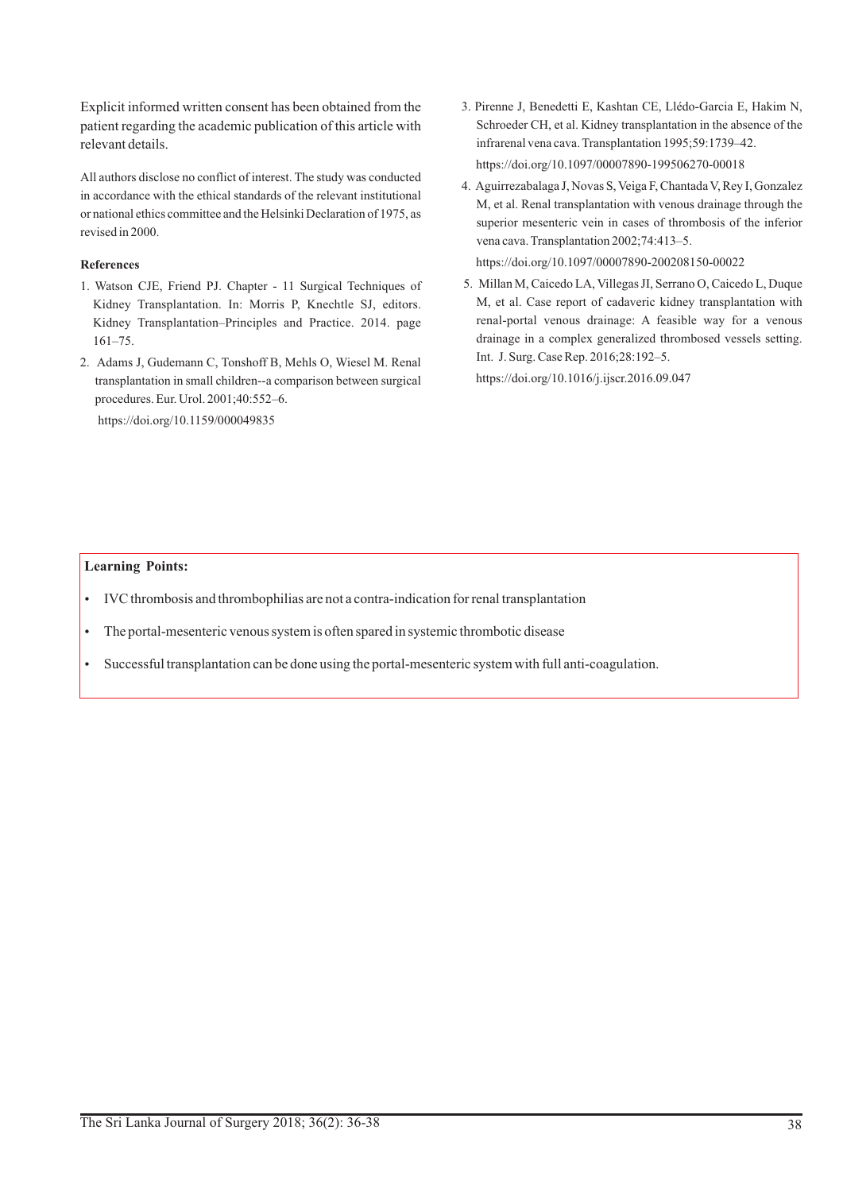Explicit informed written consent has been obtained from the patient regarding the academic publication of this article with relevant details.

All authors disclose no conflict of interest. The study was conducted in accordance with the ethical standards of the relevant institutional or national ethics committee and the Helsinki Declaration of 1975, as revised in 2000.

**References**

1. Watson CJE, Friend PJ. Chapter - 11 Surgical Techniques of Kidney Transplantation. In: Morris P, Knechtle SJ, editors. Kidney Transplantation–Principles and Practice. 2014. page 161–75.
2. Adams J, Gudemann C, Tonshoff B, Mehls O, Wiesel M. Renal transplantation in small children--a comparison between surgical procedures. Eur. Urol. 2001;40:552–6. https://doi.org/10.1159/000049835
3. Pirenne J, Benedetti E, Kashtan CE, Llédo-Garcia E, Hakim N, Schroeder CH, et al. Kidney transplantation in the absence of the infrarenal vena cava. Transplantation 1995;59:1739–42. https://doi.org/10.1097/00007890-199506270-00018
4. Aguirrezabalaga J, Novas S, Veiga F, Chantada V, Rey I, Gonzalez M, et al. Renal transplantation with venous drainage through the superior mesenteric vein in cases of thrombosis of the inferior vena cava. Transplantation 2002;74:413–5. https://doi.org/10.1097/00007890-200208150-00022
5. Millan M, Caicedo LA, Villegas JI, Serrano O, Caicedo L, Duque M, et al. Case report of cadaveric kidney transplantation with renal-portal venous drainage: A feasible way for a venous drainage in a complex generalized thrombosed vessels setting. Int. J. Surg. Case Rep. 2016;28:192–5. https://doi.org/10.1016/j.ijscr.2016.09.047

**Learning Points:**

- IVC thrombosis and thrombophilias are not a contra-indication for renal transplantation
- The portal-mesenteric venous system is often spared in systemic thrombotic disease
- Successful transplantation can be done using the portal-mesenteric system with full anti-coagulation.